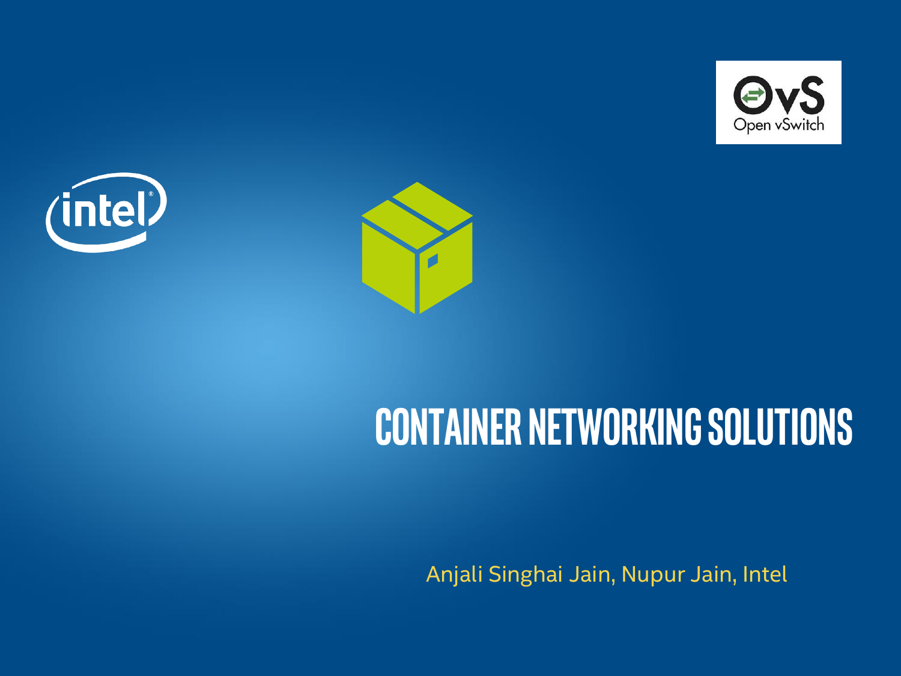# CONTAINER NETWORKING SOLUTIONS

Anjali Singhai Jain, Nupur Jain, Intel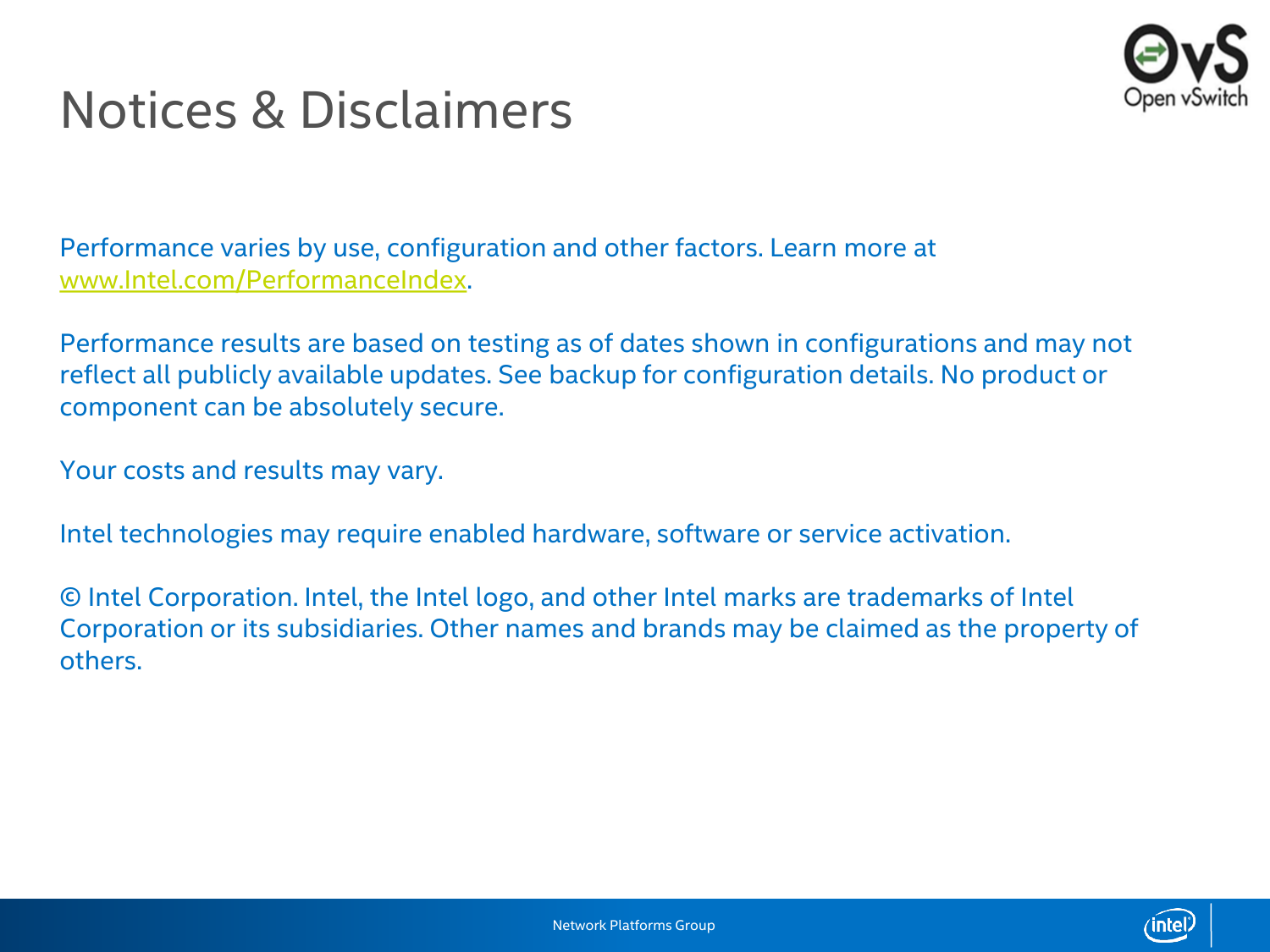# Notices & Disclaimers

Performance varies by use, configuration and other factors. Learn more at www.Intel.com/PerformanceIndex.

Performance results are based on testing as of dates shown in configurations and may not reflect all publicly available updates. See backup for configuration details. No product or component can be absolutely secure.

Your costs and results may vary.

Intel technologies may require enabled hardware, software or service activation.

© Intel Corporation. Intel, the Intel logo, and other Intel marks are trademarks of Intel Corporation or its subsidiaries. Other names and brands may be claimed as the property of others.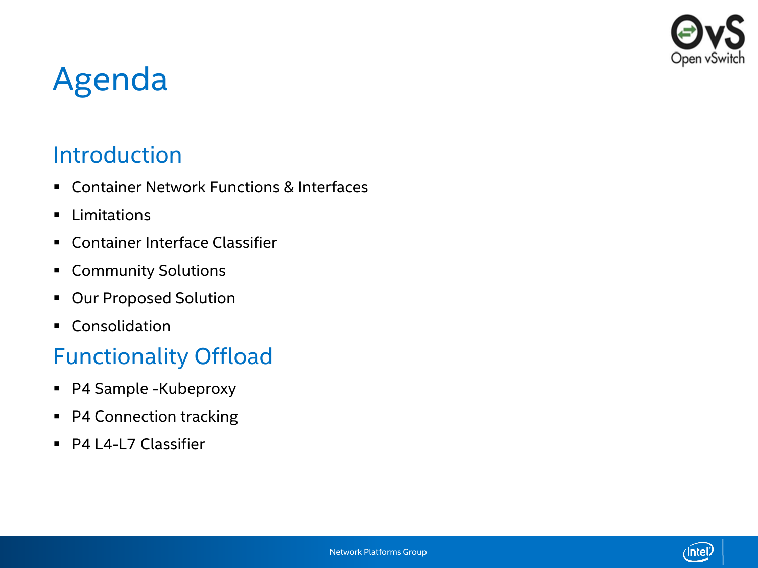# Agenda

## Introduction

- Container Network Functions & Interfaces
- Limitations
- Container Interface Classifier
- Community Solutions
- Our Proposed Solution
- Consolidation

## Functionality Offload

- P4 Sample -Kubeproxy
- P4 Connection tracking
- P4 L4-L7 Classifier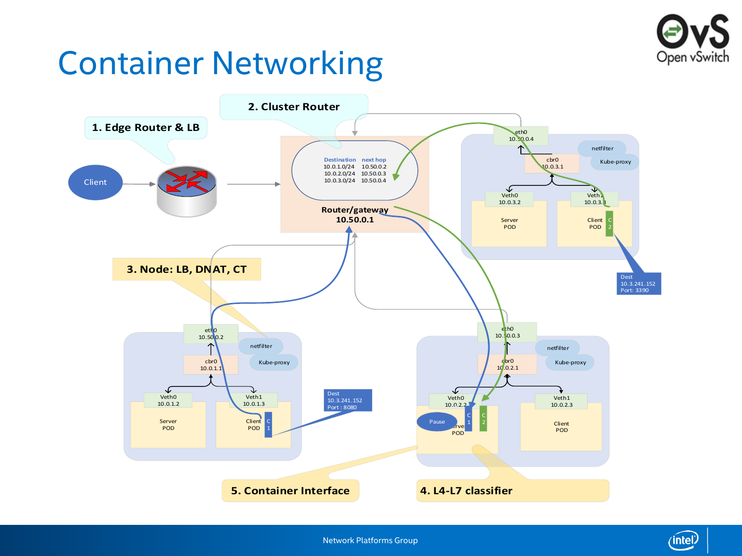# Container Networking

1. Edge Router & LB

2. Cluster Router

3. Node: LB, DNAT, CT

4. L4-L7 classifier

5. Container Interface

Client

| Destination | next hop |
| --- | --- |
| 10.0.1.0/24 | 10.50.0.2 |
| 10.0.2.0/24 | 10.50.0.3 |
| 10.0.3.0/24 | 10.50.0.4 |

Router/gateway
10.50.0.1

eth0 10.50.0.4
cbr0 10.0.3.1
netfilter
Kube-proxy
Veth0 10.0.3.2 — Server POD
Veth1 10.0.3.3 — Client POD (C2)

Dest 10.3.241.152 Port: 3390

eth0 10.50.0.2
cbr0 10.0.1.1
netfilter
Kube-proxy
Veth0 10.0.1.2 — Server POD
Veth1 10.0.1.3 — Client POD (C1)

Dest 10.3.241.152 Port : 8080

eth0 10.50.0.3
cbr0 10.0.2.1
netfilter
Kube-proxy
Veth0 10.0.2.2 — Server POD (Pause, C1, C2)
Veth1 10.0.2.3 — Client POD

Network Platforms Group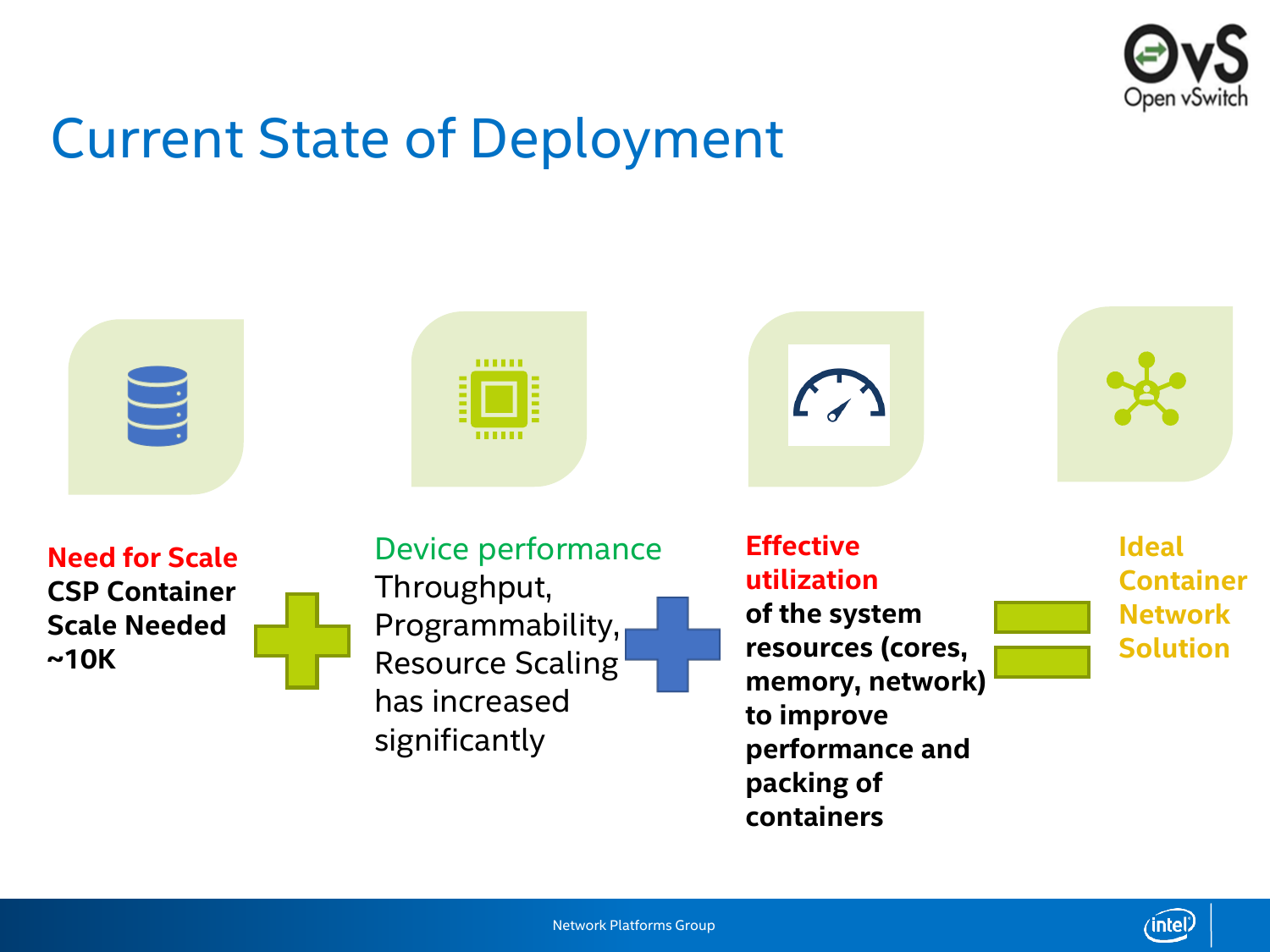# Current State of Deployment

**Need for Scale**
**CSP Container Scale Needed ~10K**

+

Device performance
Throughput, Programmability, Resource Scaling has increased significantly

+

**Effective utilization**
**of the system resources (cores, memory, network) to improve performance and packing of containers**

=

**Ideal Container Network Solution**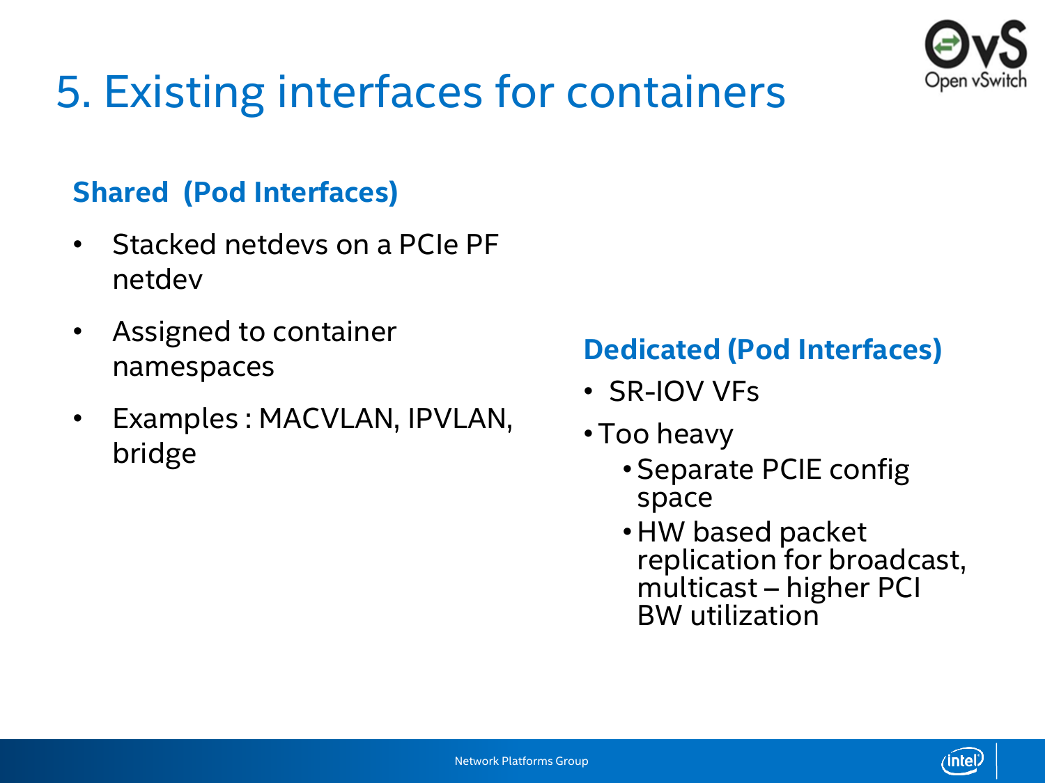# 5. Existing interfaces for containers

### Shared (Pod Interfaces)

- Stacked netdevs on a PCIe PF netdev
- Assigned to container namespaces
- Examples : MACVLAN, IPVLAN, bridge

### Dedicated (Pod Interfaces)

- SR-IOV VFs
- Too heavy
  - Separate PCIE config space
  - HW based packet replication for broadcast, multicast – higher PCI BW utilization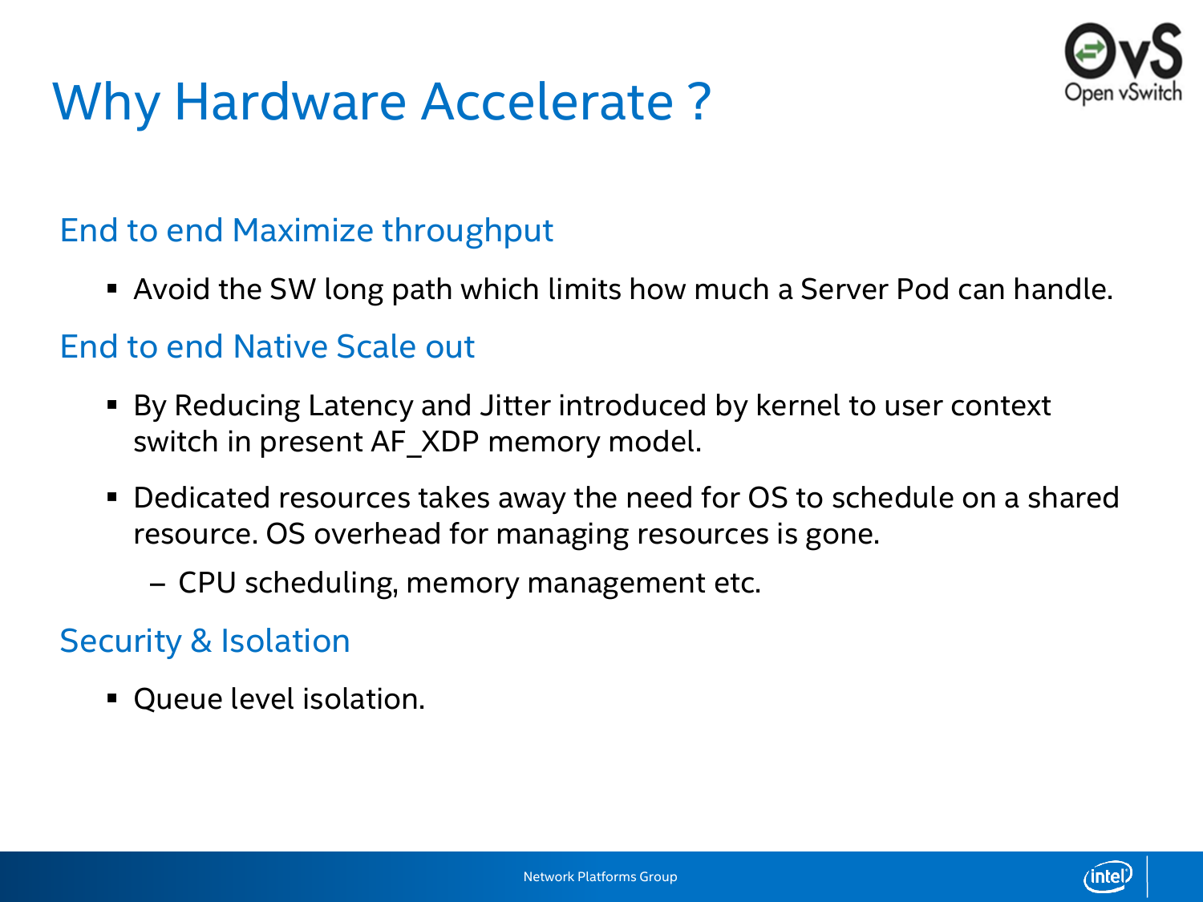# Why Hardware Accelerate ?

## End to end Maximize throughput

- Avoid the SW long path which limits how much a Server Pod can handle.

## End to end Native Scale out

- By Reducing Latency and Jitter introduced by kernel to user context switch in present AF_XDP memory model.
- Dedicated resources takes away the need for OS to schedule on a shared resource. OS overhead for managing resources is gone.
  - CPU scheduling, memory management etc.

## Security & Isolation

- Queue level isolation.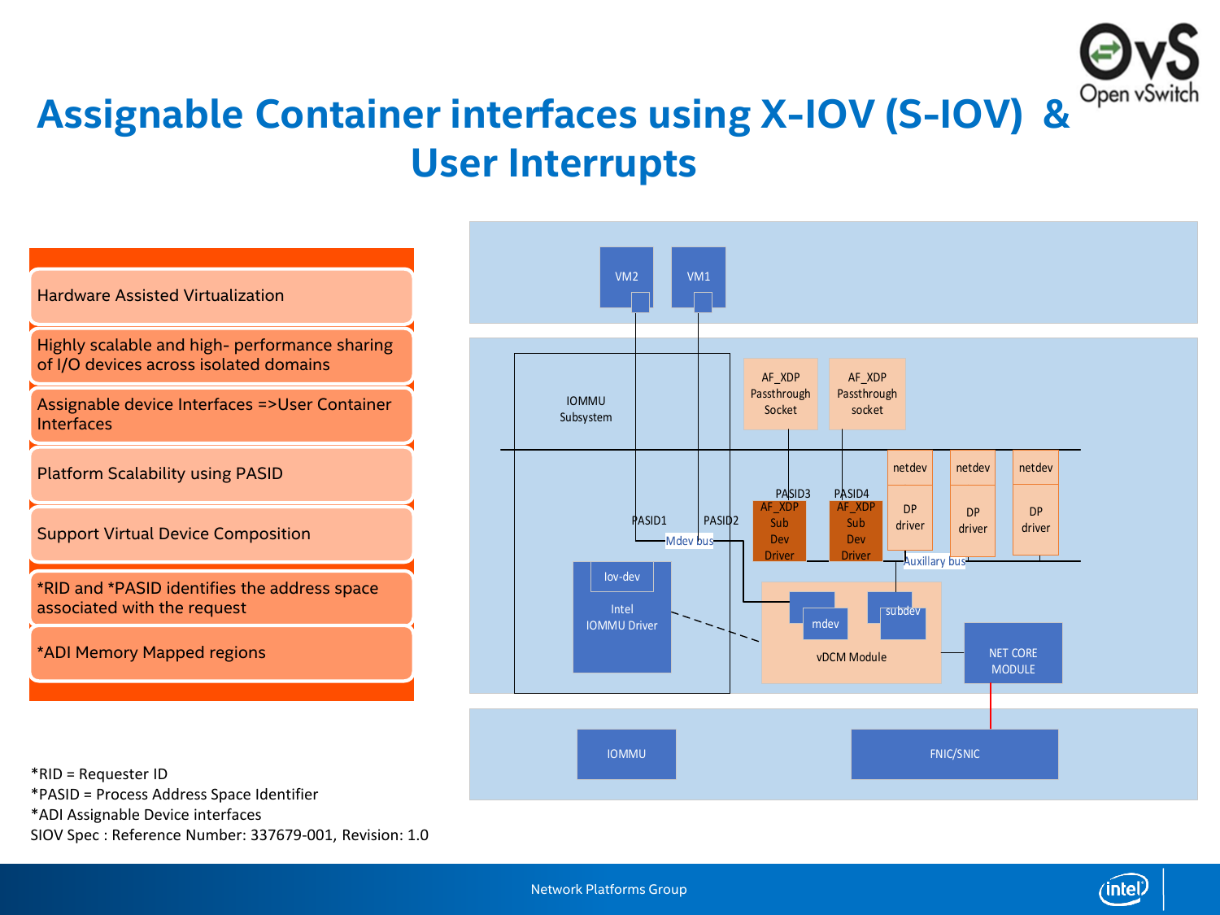# Assignable Container interfaces using X-IOV (S-IOV) & User Interrupts

- Hardware Assisted Virtualization
- Highly scalable and high- performance sharing of I/O devices across isolated domains
- Assignable device Interfaces =>User Container Interfaces
- Platform Scalability using PASID
- Support Virtual Device Composition
- *RID and *PASID identifies the address space associated with the request
- *ADI Memory Mapped regions

VM2 | VM1

IOMMU Subsystem

AF_XDP Passthrough Socket | AF_XDP Passthrough socket

PASID1 | PASID2 | PASID3 | PASID4

Mdev bus

AF_XDP Sub Dev Driver | AF_XDP Sub Dev Driver

netdev DP driver | netdev DP driver | netdev DP driver

Auxillary bus

Iov-dev

Intel IOMMU Driver

mdev | subdev

vDCM Module

NET CORE MODULE

IOMMU | FNIC/SNIC

*RID = Requester ID
*PASID = Process Address Space Identifier
*ADI Assignable Device interfaces
SIOV Spec : Reference Number: 337679-001, Revision: 1.0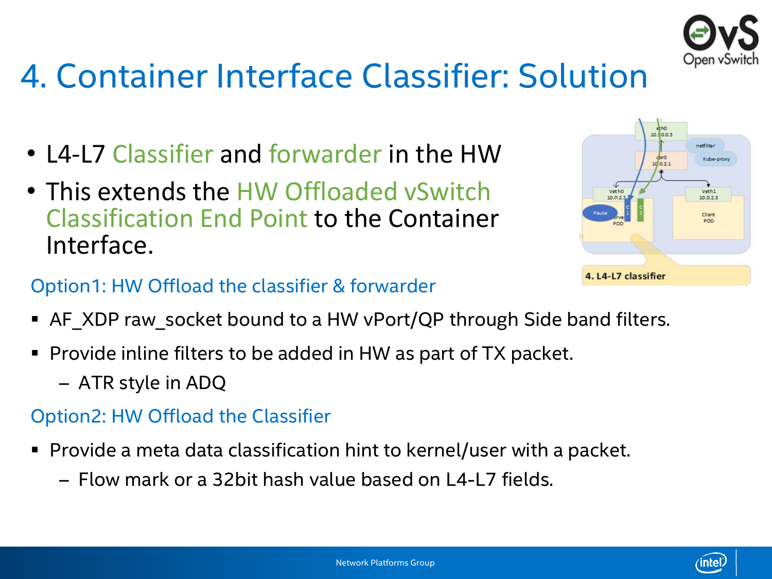# 4. Container Interface Classifier: Solution

- L4-L7 Classifier and forwarder in the HW
- This extends the HW Offloaded vSwitch Classification End Point to the Container Interface.

### Option1: HW Offload the classifier & forwarder

- AF_XDP raw_socket bound to a HW vPort/QP through Side band filters.
- Provide inline filters to be added in HW as part of TX packet.
  - ATR style in ADQ

### Option2: HW Offload the Classifier

- Provide a meta data classification hint to kernel/user with a packet.
  - Flow mark or a 32bit hash value based on L4-L7 fields.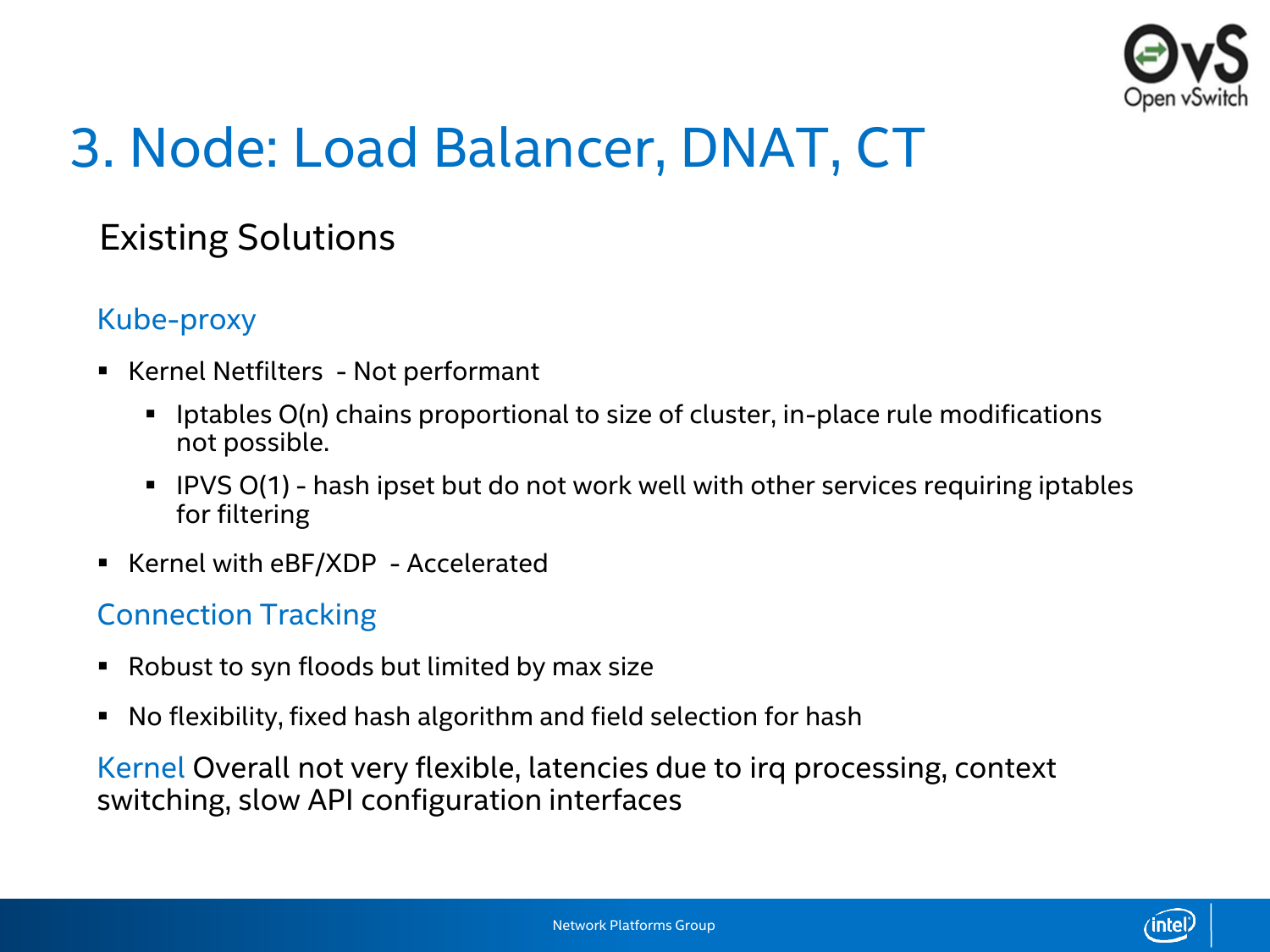# 3. Node: Load Balancer, DNAT, CT

## Existing Solutions

### Kube-proxy

- Kernel Netfilters - Not performant
  - Iptables O(n) chains proportional to size of cluster, in-place rule modifications not possible.
  - IPVS O(1) - hash ipset but do not work well with other services requiring iptables for filtering
- Kernel with eBF/XDP - Accelerated

### Connection Tracking

- Robust to syn floods but limited by max size
- No flexibility, fixed hash algorithm and field selection for hash

Kernel Overall not very flexible, latencies due to irq processing, context switching, slow API configuration interfaces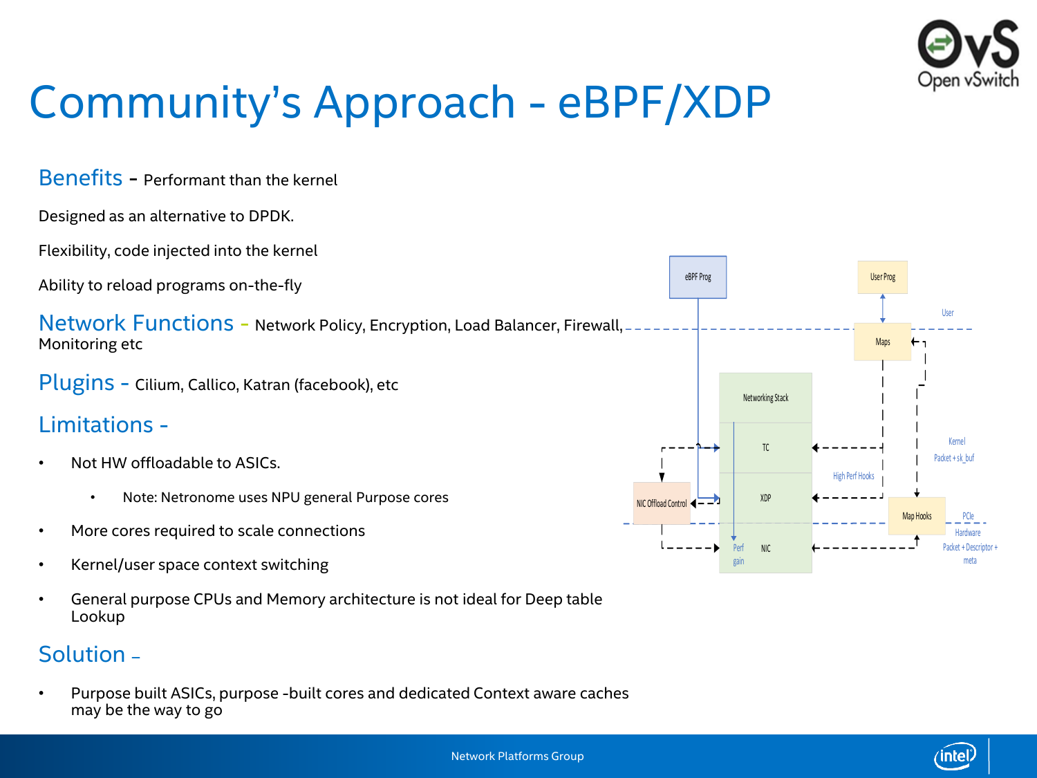# Community's Approach - eBPF/XDP

**Benefits** - Performant than the kernel

Designed as an alternative to DPDK.

Flexibility, code injected into the kernel

Ability to reload programs on-the-fly

**Network Functions** - Network Policy, Encryption, Load Balancer, Firewall, Monitoring etc

**Plugins** - Cilium, Callico, Katran (facebook), etc

**Limitations** -

- Not HW offloadable to ASICs.
  - Note: Netronome uses NPU general Purpose cores
- More cores required to scale connections
- Kernel/user space context switching
- General purpose CPUs and Memory architecture is not ideal for Deep table Lookup

**Solution** –

- Purpose built ASICs, purpose -built cores and dedicated Context aware caches may be the way to go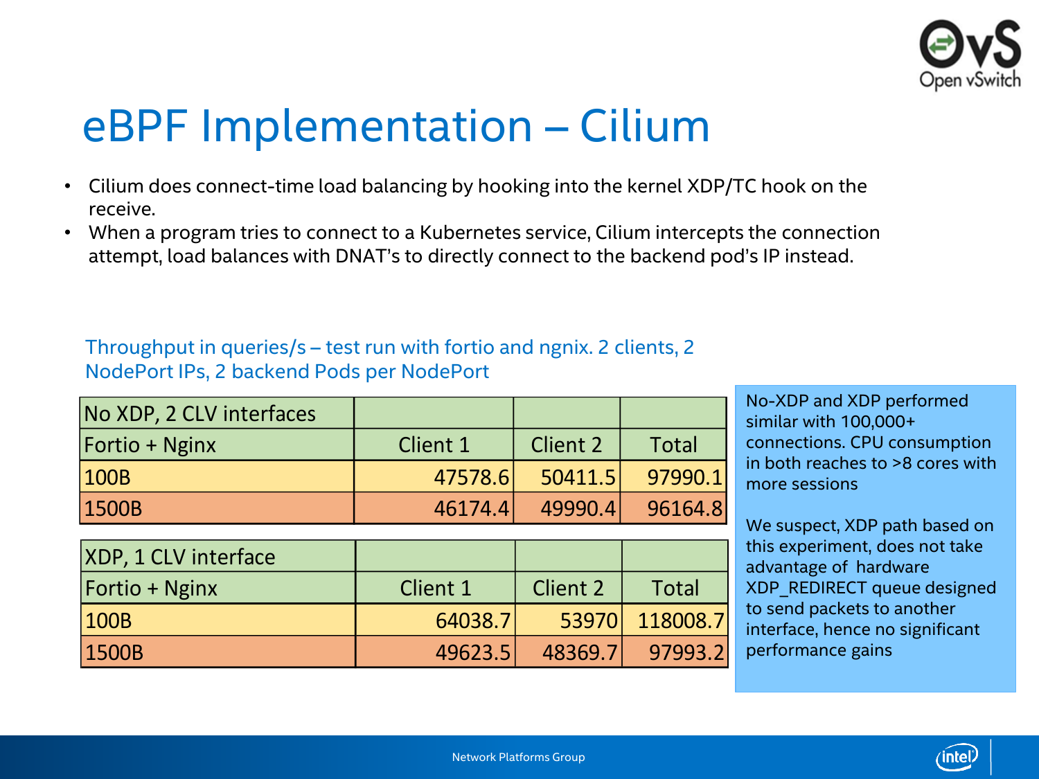# eBPF Implementation – Cilium

- Cilium does connect-time load balancing by hooking into the kernel XDP/TC hook on the receive.
- When a program tries to connect to a Kubernetes service, Cilium intercepts the connection attempt, load balances with DNAT's to directly connect to the backend pod's IP instead.

Throughput in queries/s – test run with fortio and ngnix. 2 clients, 2 NodePort IPs, 2 backend Pods per NodePort

| No XDP, 2 CLV interfaces | | | |
|---|---|---|---|
| Fortio + Nginx | Client 1 | Client 2 | Total |
| 100B | 47578.6 | 50411.5 | 97990.1 |
| 1500B | 46174.4 | 49990.4 | 96164.8 |

| XDP, 1 CLV interface | | | |
|---|---|---|---|
| Fortio + Nginx | Client 1 | Client 2 | Total |
| 100B | 64038.7 | 53970 | 118008.7 |
| 1500B | 49623.5 | 48369.7 | 97993.2 |

No-XDP and XDP performed similar with 100,000+ connections. CPU consumption in both reaches to >8 cores with more sessions

We suspect, XDP path based on this experiment, does not take advantage of hardware XDP_REDIRECT queue designed to send packets to another interface, hence no significant performance gains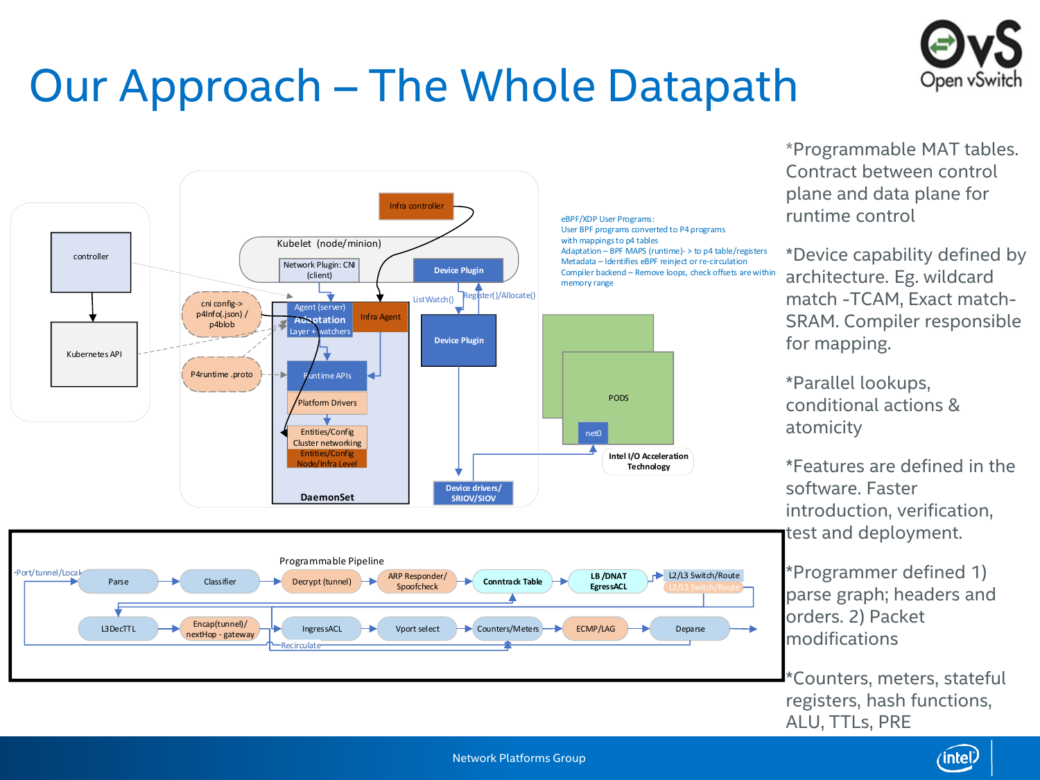# Our Approach – The Whole Datapath

controller

Kubernetes API

Infra controller

Kubelet (node/minion)

Network Plugin: CNI (client)

Device Plugin

cni config-> p4Info(.json) / p4blob

Agent (server) Adaptation Layer + watchers

Infra Agent

P4runtime .proto

Runtime APIs

Platform Drivers

Entities/Config Cluster networking

Entities/Config Node/Infra Level

DaemonSet

ListWatch()

Register()/Allocate()

Device Plugin

Device drivers/ SRIOV/SIOV

PODS

net0

Intel I/O Acceleration Technology

eBPF/XDP User Programs:
User BPF programs converted to P4 programs with mappings to p4 tables
Adaptation – BPF MAPS (runtime)- > to p4 table/registers
Metadata – Identifies eBPF reinject or re-circulation
Compiler backend – Remove loops, check offsets are within memory range

Programmable Pipeline

-Port/tunnel/Local

Parse → Classifier → Decrypt (tunnel) → ARP Responder/ Spoofcheck → Conntrack Table → LB /DNAT EgressACL → L2/L3 Switch/Route

L3DecTTL → Encap(tunnel)/ nextHop - gateway → IngressACL → Vport select → Counters/Meters → ECMP/LAG → Deparse

Recirculate

*Programmable MAT tables. Contract between control plane and data plane for runtime control

*Device capability defined by architecture. Eg. wildcard match -TCAM, Exact match-SRAM. Compiler responsible for mapping.

*Parallel lookups, conditional actions & atomicity

*Features are defined in the software. Faster introduction, verification, test and deployment.

*Programmer defined 1) parse graph; headers and orders. 2) Packet modifications

*Counters, meters, stateful registers, hash functions, ALU, TTLs, PRE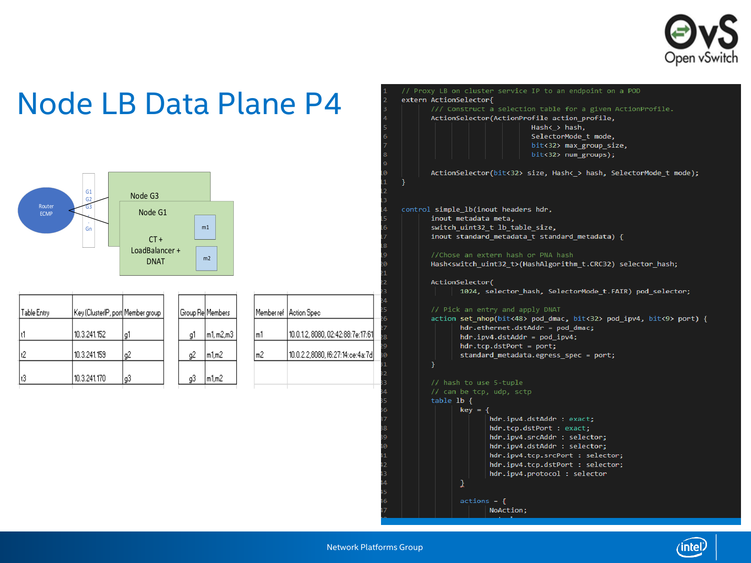# Node LB Data Plane P4

Router ECMP

G1
G2
G3
.
Gn

Node G3

Node G1

CT +
LoadBalancer +
DNAT

m1

m2

| Table Entry | Key (ClusterIP, port | Member group |
|---|---|---|
| t1 | 10.3.241.152 | g1 |
| t2 | 10.3.241.159 | g2 |
| t3 | 10.3.241.170 | g3 |

| Group Re | Members |
|---|---|
| g1 | m1, m2, m3 |
| g2 | m1, m2 |
| g3 | m1, m2 |

| Member ref | Action Spec |
|---|---|
| m1 | 10.0.1.2, 8080, 02:42:88:7e:17:61 |
| m2 | 10.0.2.2, 8080, f6:27:14:ce:4a:7d |

```
// Proxy LB on cluster service IP to an endpoint on a POD
extern ActionSelector{
        /// Construct a selection table for a given ActionProfile.
        ActionSelector(ActionProfile action_profile,
                       Hash<_> hash,
                       SelectorMode_t mode,
                       bit<32> max_group_size,
                       bit<32> num_groups);

        ActionSelector(bit<32> size, Hash<_> hash, SelectorMode_t mode);
}


control simple_lb(inout headers hdr,
        inout metadata meta,
        switch_uint32_t lb_table_size,
        inout standard_metadata_t standard_metadata) {

        //Chose an extern hash or PNA hash
        Hash<switch_uint32_t>(HashAlgorithm_t.CRC32) selector_hash;

        ActionSelector(
                1024, selector_hash, SelectorMode_t.FAIR) pod_selector;

        // Pick an entry and apply DNAT
        action set_nhop(bit<48> pod_dmac, bit<32> pod_ipv4, bit<9> port) {
                hdr.ethernet.dstAddr = pod_dmac;
                hdr.ipv4.dstAddr = pod_ipv4;
                hdr.tcp.dstPort = port;
                standard_metadata.egress_spec = port;
        }

        // hash to use 5-tuple
        // can be tcp, udp, sctp
        table lb {
                key = {
                        hdr.ipv4.dstAddr : exact;
                        hdr.tcp.dstPort : exact;
                        hdr.ipv4.srcAddr : selector;
                        hdr.ipv4.dstAddr : selector;
                        hdr.ipv4.tcp.srcPort : selector;
                        hdr.ipv4.tcp.dstPort : selector;
                        hdr.ipv4.protocol : selector
                }

                actions = {
                        NoAction;
```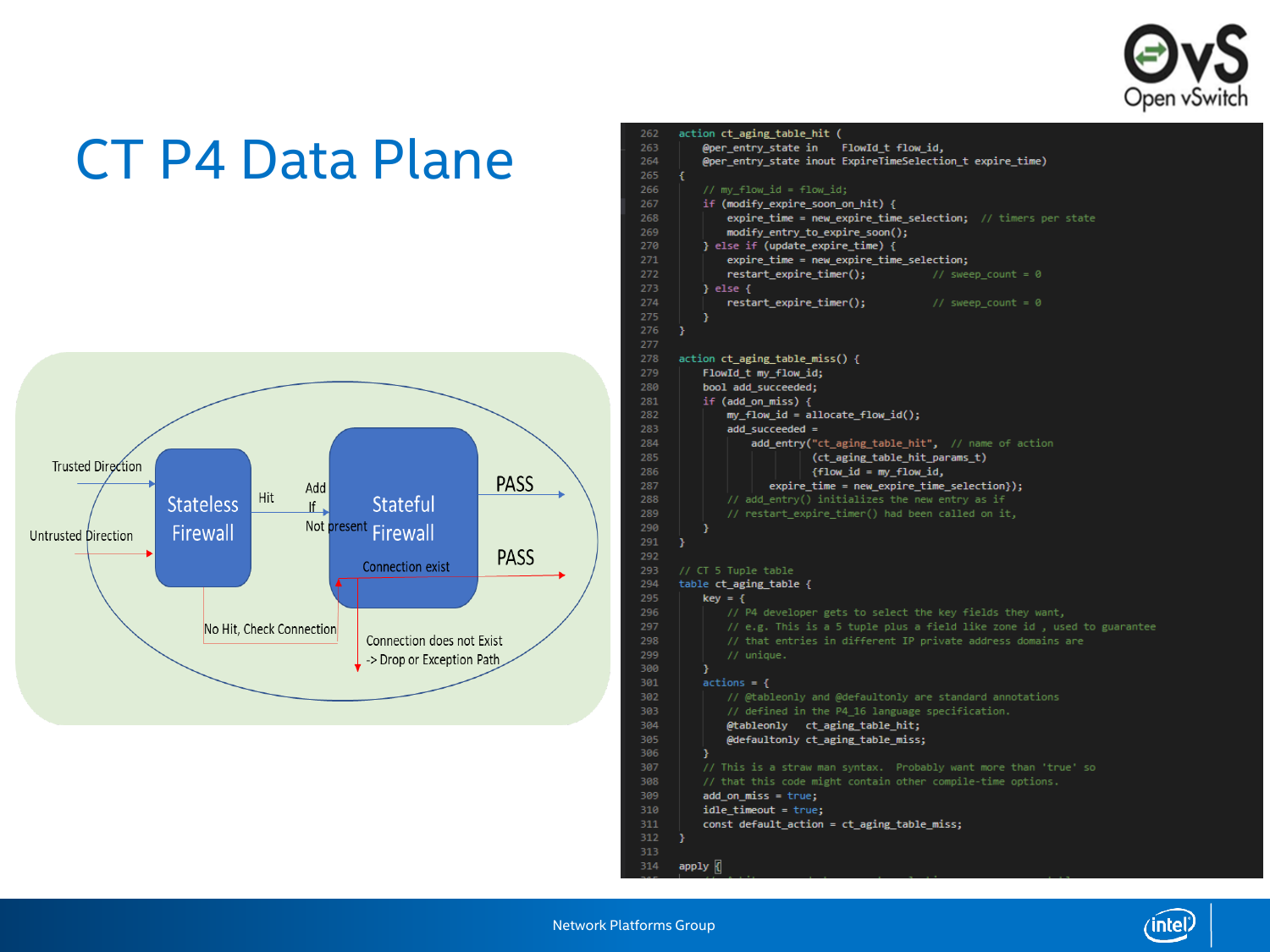# CT P4 Data Plane

Trusted Direction

Untrusted Direction

Stateless Firewall

Hit

Add If Not present

Stateful Firewall

PASS

Connection exist

PASS

No Hit, Check Connection

Connection does not Exist -> Drop or Exception Path

```
262  action ct_aging_table_hit (
263      @per_entry_state in    FlowId_t flow_id,
264      @per_entry_state inout ExpireTimeSelection_t expire_time)
265  {
266      // my_flow_id = flow_id;
267      if (modify_expire_soon_on_hit) {
268          expire_time = new_expire_time_selection;  // timers per state
269          modify_entry_to_expire_soon();
270      } else if (update_expire_time) {
271          expire_time = new_expire_time_selection;
272          restart_expire_timer();           // sweep_count = 0
273      } else {
274          restart_expire_timer();           // sweep_count = 0
275      }
276  }
277
278  action ct_aging_table_miss() {
279      FlowId_t my_flow_id;
280      bool add_succeeded;
281      if (add_on_miss) {
282          my_flow_id = allocate_flow_id();
283          add_succeeded =
284              add_entry("ct_aging_table_hit",  // name of action
285                  (ct_aging_table_hit_params_t)
286                  {flow_id = my_flow_id,
287                   expire_time = new_expire_time_selection});
288          // add_entry() initializes the new entry as if
289          // restart_expire_timer() had been called on it,
290      }
291  }
292
293  // CT 5 Tuple table
294  table ct_aging_table {
295      key = {
296          // P4 developer gets to select the key fields they want,
297          // e.g. This is a 5 tuple plus a field like zone id , used to guarantee
298          // that entries in different IP private address domains are
299          // unique.
300      }
301      actions = {
302          // @tableonly and @defaultonly are standard annotations
303          // defined in the P4_16 language specification.
304          @tableonly   ct_aging_table_hit;
305          @defaultonly ct_aging_table_miss;
306      }
307      // This is a straw man syntax.  Probably want more than 'true' so
308      // that this code might contain other compile-time options.
309      add_on_miss = true;
310      idle_timeout = true;
311      const default_action = ct_aging_table_miss;
312  }
313
314  apply {
```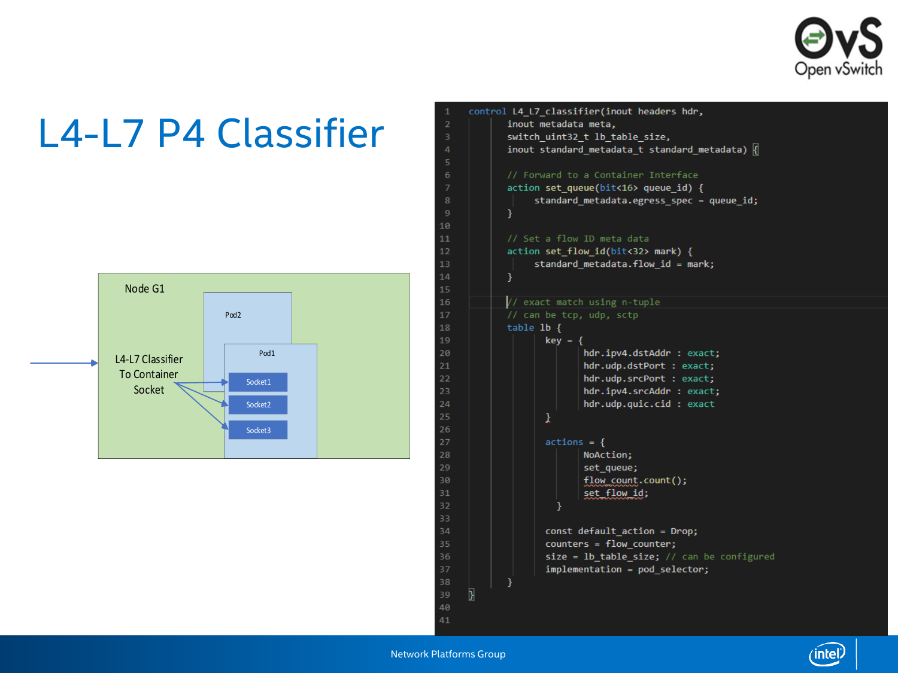# L4-L7 P4 Classifier

Node G1

Pod2

Pod1

L4-L7 Classifier To Container Socket

Socket1

Socket2

Socket3

```
control L4_L7_classifier(inout headers hdr,
        inout metadata meta,
        switch_uint32_t lb_table_size,
        inout standard_metadata_t standard_metadata) {

        // Forward to a Container Interface
        action set_queue(bit<16> queue_id) {
            standard_metadata.egress_spec = queue_id;
        }

        // Set a flow ID meta data
        action set_flow_id(bit<32> mark) {
            standard_metadata.flow_id = mark;
        }

        // exact match using n-tuple
        // can be tcp, udp, sctp
        table lb {
            key = {
                hdr.ipv4.dstAddr : exact;
                hdr.udp.dstPort : exact;
                hdr.udp.srcPort : exact;
                hdr.ipv4.srcAddr : exact;
                hdr.udp.quic.cid : exact
            }

            actions = {
                NoAction;
                set_queue;
                flow_count.count();
                set_flow_id;
             }

            const default_action = Drop;
            counters = flow_counter;
            size = lb_table_size; // can be configured
            implementation = pod_selector;
        }
}
```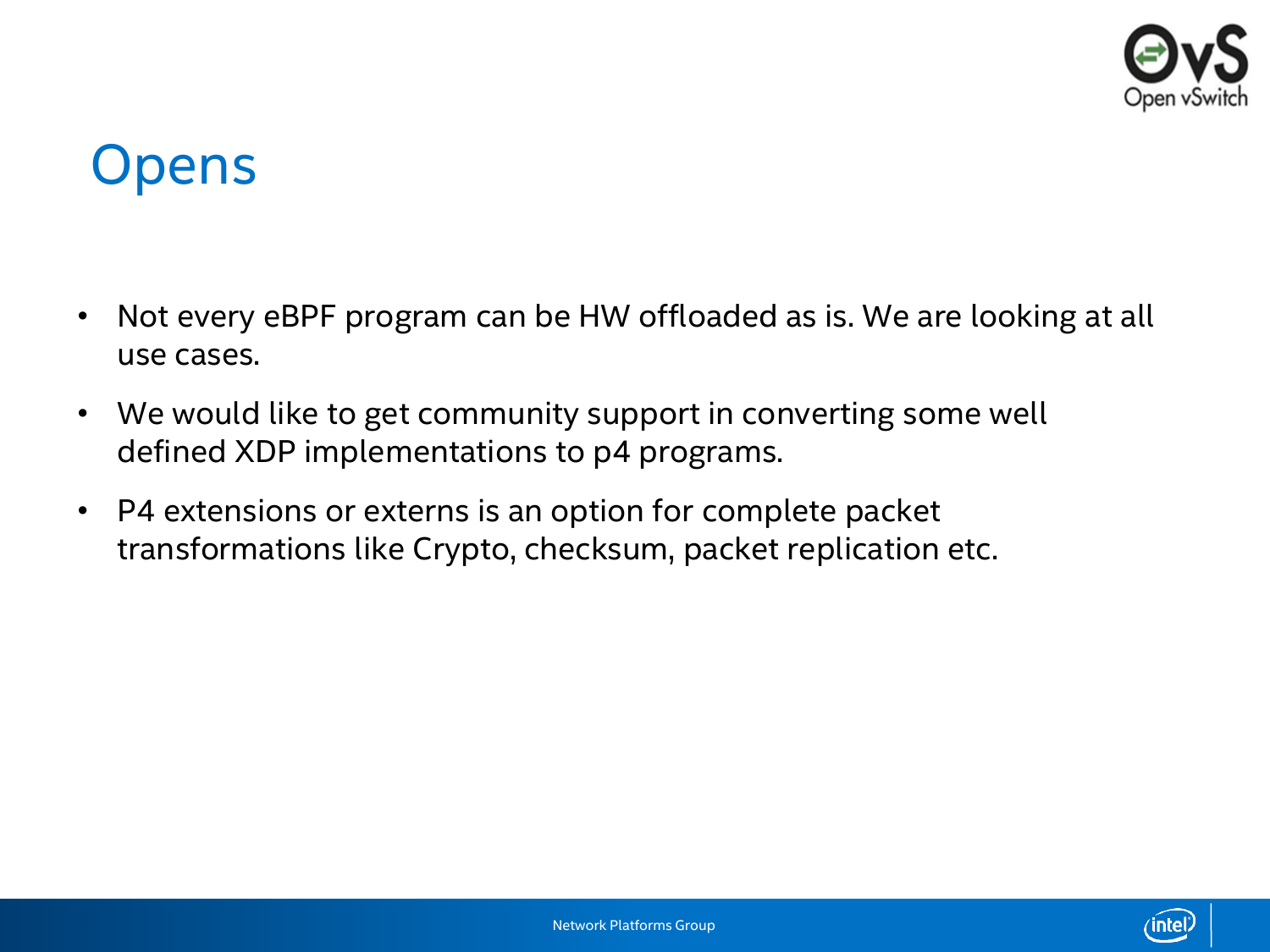# Opens

- Not every eBPF program can be HW offloaded as is. We are looking at all use cases.
- We would like to get community support in converting some well defined XDP implementations to p4 programs.
- P4 extensions or externs is an option for complete packet transformations like Crypto, checksum, packet replication etc.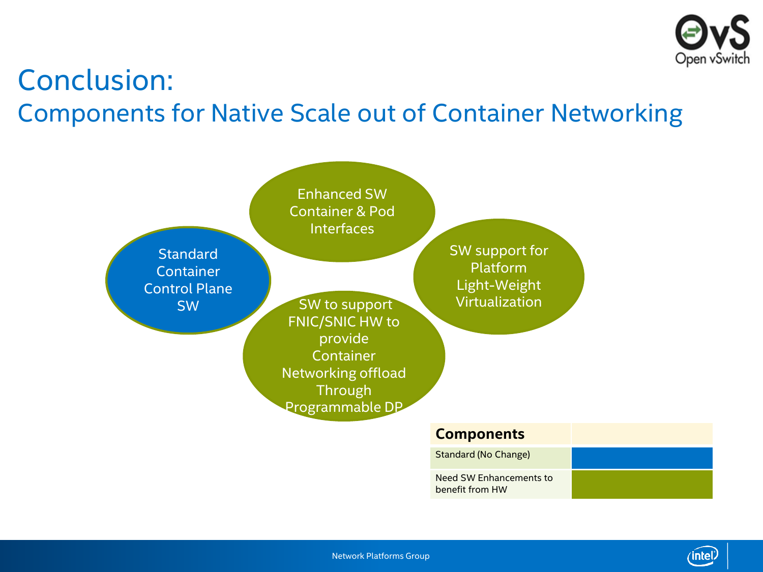# Conclusion:

## Components for Native Scale out of Container Networking

- Enhanced SW Container & Pod Interfaces
- Standard Container Control Plane SW
- SW support for Platform Light-Weight Virtualization
- SW to support FNIC/SNIC HW to provide Container Networking offload Through Programmable DP

| Components | |
| --- | --- |
| Standard (No Change) | Blue |
| Need SW Enhancements to benefit from HW | Green |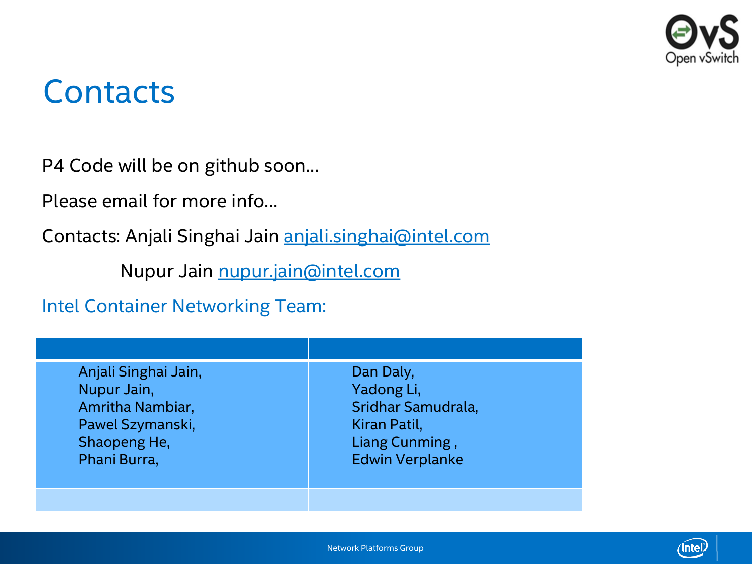# Contacts

P4 Code will be on github soon…

Please email for more info…

Contacts: Anjali Singhai Jain anjali.singhai@intel.com

Nupur Jain nupur.jain@intel.com

Intel Container Networking Team:

| | |
|---|---|
| Anjali Singhai Jain,<br>Nupur Jain,<br>Amritha Nambiar,<br>Pawel Szymanski,<br>Shaopeng He,<br>Phani Burra, | Dan Daly,<br>Yadong Li,<br>Sridhar Samudrala,<br>Kiran Patil,<br>Liang Cunming ,<br>Edwin Verplanke |
| | |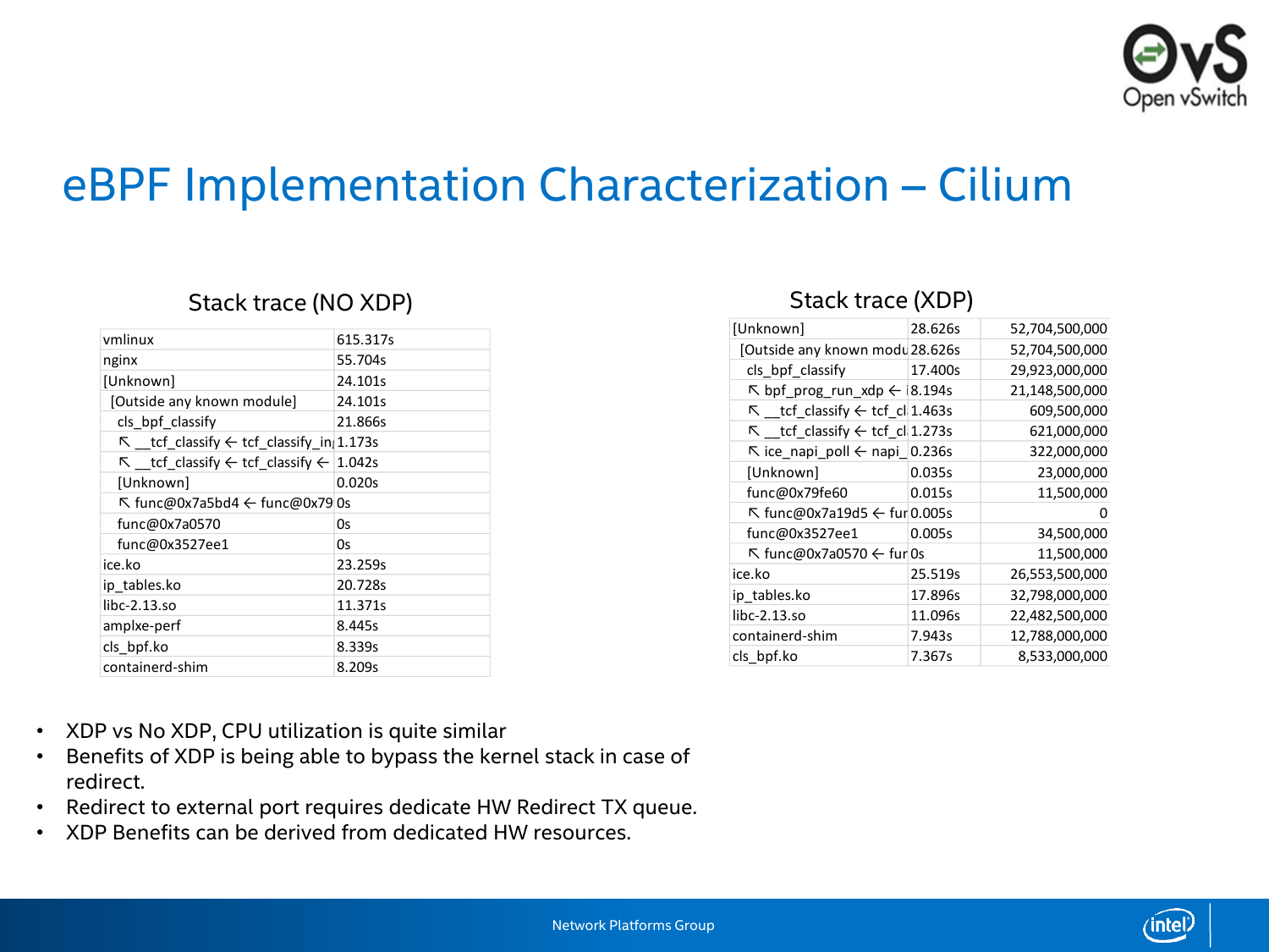# eBPF Implementation Characterization – Cilium

### Stack trace (NO XDP)

| | |
|---|---|
| vmlinux | 615.317s |
| nginx | 55.704s |
| [Unknown] | 24.101s |
| [Outside any known module] | 24.101s |
| cls_bpf_classify | 21.866s |
| ↖ __tcf_classify ← tcf_classify_in | 1.173s |
| ↖ __tcf_classify ← tcf_classify ← | 1.042s |
| [Unknown] | 0.020s |
| ↖ func@0x7a5bd4 ← func@0x79 | 0s |
| func@0x7a0570 | 0s |
| func@0x3527ee1 | 0s |
| ice.ko | 23.259s |
| ip_tables.ko | 20.728s |
| libc-2.13.so | 11.371s |
| amplxe-perf | 8.445s |
| cls_bpf.ko | 8.339s |
| containerd-shim | 8.209s |

### Stack trace (XDP)

| | | |
|---|---|---|
| [Unknown] | 28.626s | 52,704,500,000 |
| [Outside any known modu | 28.626s | 52,704,500,000 |
| cls_bpf_classify | 17.400s | 29,923,000,000 |
| ↖ bpf_prog_run_xdp ← i | 8.194s | 21,148,500,000 |
| ↖ __tcf_classify ← tcf_cl | 1.463s | 609,500,000 |
| ↖ __tcf_classify ← tcf_cl | 1.273s | 621,000,000 |
| ↖ ice_napi_poll ← napi_ | 0.236s | 322,000,000 |
| [Unknown] | 0.035s | 23,000,000 |
| func@0x79fe60 | 0.015s | 11,500,000 |
| ↖ func@0x7a19d5 ← fur | 0.005s | 0 |
| func@0x3527ee1 | 0.005s | 34,500,000 |
| ↖ func@0x7a0570 ← fur | 0s | 11,500,000 |
| ice.ko | 25.519s | 26,553,500,000 |
| ip_tables.ko | 17.896s | 32,798,000,000 |
| libc-2.13.so | 11.096s | 22,482,500,000 |
| containerd-shim | 7.943s | 12,788,000,000 |
| cls_bpf.ko | 7.367s | 8,533,000,000 |

- XDP vs No XDP, CPU utilization is quite similar
- Benefits of XDP is being able to bypass the kernel stack in case of redirect.
- Redirect to external port requires dedicate HW Redirect TX queue.
- XDP Benefits can be derived from dedicated HW resources.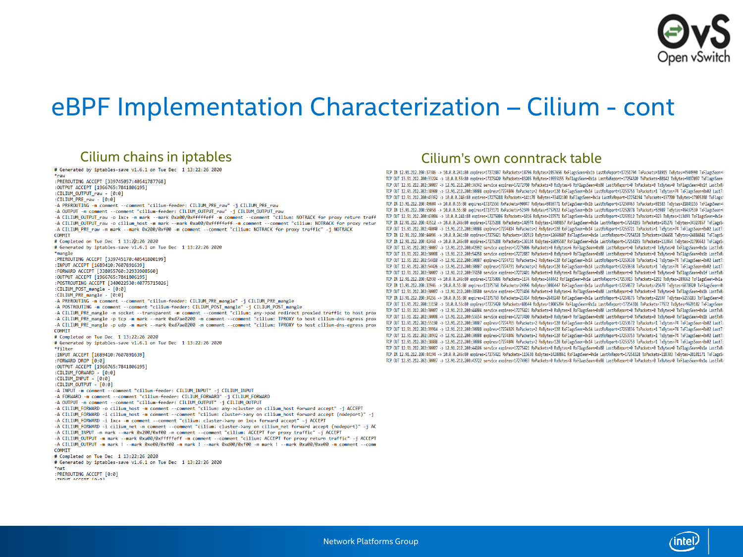# eBPF Implementation Characterization – Cilium - cont

## Cilium chains in iptables

```
# Generated by iptables-save v1.6.1 on Tue Dec  1 13:22:26 2020
*raw
:PREROUTING ACCEPT [339745057:40541787768]
:OUTPUT ACCEPT [1966765:7841806195]
:CILIUM_OUTPUT_raw - [0:0]
:CILIUM_PRE_raw - [0:0]
-A PREROUTING -m comment --comment "cilium-feeder: CILIUM_PRE_raw" -j CILIUM_PRE_raw
-A OUTPUT -m comment --comment "cilium-feeder: CILIUM_OUTPUT_raw" -j CILIUM_OUTPUT_raw
-A CILIUM_OUTPUT_raw -o lxc+ -m mark --mark 0xa00/0xfffffeff -m comment --comment "cilium: NOTRACK for proxy return traff
-A CILIUM_OUTPUT_raw -o cilium_host -m mark --mark 0xa00/0xfffffeff -m comment --comment "cilium: NOTRACK for proxy retur
-A CILIUM_PRE_raw -m mark --mark 0x200/0xf00 -m comment --comment "cilium: NOTRACK for proxy traffic" -j NOTRACK
COMMIT
# Completed on Tue Dec  1 13:22:26 2020
# Generated by iptables-save v1.6.1 on Tue Dec  1 13:22:26 2020
*mangle
:PREROUTING ACCEPT [339745170:40541800199]
:INPUT ACCEPT [1689410:7607891639]
:FORWARD ACCEPT [338055760:32933908560]
:OUTPUT ACCEPT [1966765:7841806195]
:POSTROUTING ACCEPT [340022530:40775715026]
:CILIUM_POST_mangle - [0:0]
:CILIUM_PRE_mangle - [0:0]
-A PREROUTING -m comment --comment "cilium-feeder: CILIUM_PRE_mangle" -j CILIUM_PRE_mangle
-A POSTROUTING -m comment --comment "cilium-feeder: CILIUM_POST_mangle" -j CILIUM_POST_mangle
-A CILIUM_PRE_mangle -m socket --transparent -m comment --comment "cilium: any->pod redirect proxied traffic to host prox
-A CILIUM_PRE_mangle -p tcp -m mark --mark 0xd7ae0200 -m comment --comment "cilium: TPROXY to host cilium-dns-egress prox
-A CILIUM_PRE_mangle -p udp -m mark --mark 0xd7ae0200 -m comment --comment "cilium: TPROXY to host cilium-dns-egress prox
COMMIT
# Completed on Tue Dec  1 13:22:26 2020
# Generated by iptables-save v1.6.1 on Tue Dec  1 13:22:26 2020
*filter
:INPUT ACCEPT [1689410:7607891639]
:FORWARD DROP [0:0]
:OUTPUT ACCEPT [1966765:7841806195]
:CILIUM_FORWARD - [0:0]
:CILIUM_INPUT - [0:0]
:CILIUM_OUTPUT - [0:0]
-A INPUT -m comment --comment "cilium-feeder: CILIUM_INPUT" -j CILIUM_INPUT
-A FORWARD -m comment --comment "cilium-feeder: CILIUM_FORWARD" -j CILIUM_FORWARD
-A OUTPUT -m comment --comment "cilium-feeder: CILIUM_OUTPUT" -j CILIUM_OUTPUT
-A CILIUM_FORWARD -o cilium_host -m comment --comment "cilium: any->cluster on cilium_host forward accept" -j ACCEPT
-A CILIUM_FORWARD -i cilium_host -m comment --comment "cilium: cluster->any on cilium_host forward accept (nodeport)" -j
-A CILIUM_FORWARD -i lxc+ -m comment --comment "cilium: cluster->any on lxc+ forward accept" -j ACCEPT
-A CILIUM_FORWARD -i cilium_net -m comment --comment "cilium: cluster->any on cilium_net forward accept (nodeport)" -j AC
-A CILIUM_INPUT -m mark --mark 0x200/0xf00 -m comment --comment "cilium: ACCEPT for proxy traffic" -j ACCEPT
-A CILIUM_OUTPUT -m mark --mark 0xa00/0xfffffeff -m comment --comment "cilium: ACCEPT for proxy return traffic" -j ACCEPT
-A CILIUM_OUTPUT -m mark ! --mark 0xe00/0xf00 -m mark ! --mark 0xd00/0xf00 -m mark ! --mark 0xa00/0xe00 -m comment --comm
COMMIT
# Completed on Tue Dec  1 13:22:26 2020
# Generated by iptables-save v1.6.1 on Tue Dec  1 13:22:26 2020
*nat
:PREROUTING ACCEPT [0:0]
```

## Cilium's own conntrack table

```
TCP IN 12.91.212.200:37386 -> 10.0.0.241:80 expires=17272887 RxPackets=18796 RxBytes=2057656 RxFlagsSeen=0x1b LastRxReport=17251794 TxPackets=18915 TxBytes=4544990 TxFlagsSeen=
TCP OUT 13.91.212.200:33224 -> 10.0.0.55:80 expires=17275420 RxPackets=83205 RxBytes=19555155 RxFlagsSeen=0x1a LastRxReport=17254320 TxPackets=80142 TxBytes=9807097 TxFlagsSeen
TCP OUT 12.91.212.202:30007 -> 12.91.212.200:36342 service expires=17272700 RxPackets=0 RxBytes=6 RxFlagsSeen=0x00 LastRxReport=0 TxPackets=0 TxBytes=0 TxFlagsSeen=0x1f LastTxR
TCP OUT 12.91.212.202:38900 -> 12.91.212.200:30008 expires=17274846 RxPackets=2 RxBytes=120 RxFlagsSeen=0x14 LastRxReport=17253753 TxPackets=1 TxBytes=74 TxFlagsSeen=0x02 LastT
TCP OUT 12.91.212.200:43362 -> 10.0.0.246:80 expires=17275288 RxPackets=141178 RxBytes=33482100 RxFlagsSeen=0x1a LastRxReport=17254194 TxPackets=137700 TxBytes=17005280 TxFlags
TCP IN 13.91.212.200:49604 -> 10.0.0.55:80 expires=17271556 RxPackets=90047 RxBytes=9859771 RxFlagsSeen=0x1b LastRxReport=17250463 TxPackets=91583 TxBytes=21846155 TxFlagsSeen=
TCP IN 13.91.212.200:55058 -> 10.0.0.55:80 expires=17273171 RxPackets=52349 RxBytes=5757922 RxFlagsSeen=0x1b LastRxReport=17252078 TxPackets=53989 TxBytes=49437539 TxFlagsSeen=
TCP OUT 12.91.212.200:43004 -> 10.0.0.241:80 expires=17275006 RxPackets=1016 RxBytes=227671 RxFlagsSeen=0x1a LastRxReport=17253912 TxPackets=923 TxBytes=113493 TxFlagsSeen=0x1e
TCP IN 12.91.212.200:42512 -> 10.0.0.246:80 expires=17275288 RxPackets=140974 RxBytes=17409857 RxFlagsSeen=0x1e LastRxReport=17254195 TxPackets=145276 TxBytes=34327857 TxFlagsS
TCP OUT 13.91.212.202:40840 -> 13.91.212.200:30008 expires=17274814 RxPackets=2 RxBytes=120 RxFlagsSeen=0x14 LastRxReport=17253721 TxPackets=1 TxBytes=74 TxFlagsSeen=0x02 LastT
TCP IN 12.91.212.200:44096 -> 10.0.0.241:80 expires=17275421 RxPackets=102519 RxBytes=12660607 RxFlagsSeen=0x1e LastRxReport=17254328 TxPackets=104458 TxBytes=24884841 TxFlagsS
TCP IN 12.91.212.200:43468 -> 10.0.0.246:80 expires=17275288 RxPackets=130334 RxBytes=16095587 RxFlagsSeen=0x1e LastRxReport=17254195 TxPackets=133864 TxBytes=31706643 TxFlagsS
TCP OUT 12.91.212.202:30007 -> 12.91.212.200:42992 service expires=17275006 RxPackets=0 RxBytes=6 RxFlagsSeen=0x00 LastRxReport=0 TxPackets=0 TxBytes=0 TxFlagsSeen=0x1e LastTxR
TCP OUT 12.91.212.202:30008 -> 13.91.212.200:54258 service expires=17272887 RxPackets=0 RxBytes=9 RxFlagsSeen=0x00 LastRxReport=0 TxPackets=0 TxBytes=0 TxFlagsSeen=0x1b LastTxR
TCP OUT 12.91.212.202:54410 -> 12.91.212.200:30007 expires=17274731 RxPackets=2 RxBytes=120 RxFlagsSeen=0x14 LastRxReport=17253638 TxPackets=1 TxBytes=74 TxFlagsSeen=0x02 LastT
TCP OUT 12.91.212.202:54426 -> 12.91.212.200:30007 expires=17274731 RxPackets=2 RxBytes=120 RxFlagsSeen=0x14 LastRxReport=17253638 TxPackets=1 TxBytes=74 TxFlagsSeen=0x02 LastT
TCP OUT 12.91.212.202:30007 -> 12.91.212.200:35150 service expires=17272401 RxPackets=0 RxBytes=8 RxFlagsSeen=0x00 LastRxReport=0 TxPackets=0 TxBytes=0 TxFlagsSeen=0x1f LastTxR
TCP IN 12.91.212.200:42930 -> 10.0.0.246:80 expires=17275006 RxPackets=1174 RxBytes=144442 RxFlagsSeen=0x1e LastRxReport=17253913 TxPackets=1292 TxBytes=289662 TxFlagsSeen=0x1a
TCP IN 13.91.212.200:33946 -> 10.0.0.55:80 expires=17275768 RxPackets=24996 RxBytes=3086447 RxFlagsSeen=0x1a LastRxReport=17254672 TxPackets=25670 TxBytes=6078920 TxFlagsSeen=0
TCP OUT 12.91.212.202:30007 -> 12.91.212.200:38580 service expires=17273406 RxPackets=0 RxBytes=6 RxFlagsSeen=0x00 LastRxReport=0 TxPackets=0 TxBytes=0 TxFlagsSeen=0x1b LastTxR
TCP IN 13.91.212.200:34256 -> 10.0.0.55:80 expires=17275769 RxPackets=21864 RxBytes=2649240 RxFlagsSeen=0x1a LastRxReport=17254675 TxPackets=22597 TxBytes=5255183 TxFlagsSeen=0
TCP OUT 13.91.212.200:33150 -> 10.0.0.55:80 expires=17275420 RxPackets=80644 RxBytes=19005294 RxFlagsSeen=0x1a LastRxReport=17254316 TxPackets=77972 TxBytes=9629102 TxFlagsSeen
TCP OUT 12.91.212.202:30007 -> 12.91.212.200:44004 service expires=17275421 RxPackets=0 RxBytes=8 RxFlagsSeen=0x00 LastRxReport=0 TxPackets=0 TxBytes=0 TxFlagsSeen=0x1e LastTxR
TCP OUT 13.91.212.202:30008 -> 13.91.212.200:55654 service expires=17273080 RxPackets=0 RxBytes=9 RxFlagsSeen=0x00 LastRxReport=0 TxPackets=0 TxBytes=0 TxFlagsSeen=0x1b LastTxR
TCP OUT 12.91.212.202:55190 -> 12.91.212.200:30007 expires=17274765 RxPackets=2 RxBytes=120 RxFlagsSeen=0x14 LastRxReport=17253672 TxPackets=1 TxBytes=74 TxFlagsSeen=0x02 LastT
TCP OUT 12.91.212.202:39914 -> 12.91.212.200:30008 expires=17274929 RxPackets=2 RxBytes=120 RxFlagsSeen=0x14 LastRxReport=17253836 TxPackets=1 TxBytes=74 TxFlagsSeen=0x02 LastT
TCP OUT 12.91.212.202:38932 -> 12.91.212.200:30008 expires=17274846 RxPackets=2 RxBytes=120 RxFlagsSeen=0x14 LastRxReport=17253753 TxPackets=1 TxBytes=74 TxFlagsSeen=0x02 LastT
TCP OUT 12.91.212.202:38888 -> 12.91.212.200:30008 expires=17274846 RxPackets=2 RxBytes=120 RxFlagsSeen=0x14 LastRxReport=17253753 TxPackets=1 TxBytes=74 TxFlagsSeen=0x02 LastT
TCP OUT 12.91.212.202:30007 -> 12.91.212.200:44106 service expires=17275421 RxPackets=0 RxBytes=8 RxFlagsSeen=0x00 LastRxReport=0 TxPackets=0 TxBytes=0 TxFlagsSeen=0x1e LastTxR
TCP IN 12.91.212.200:44194 -> 10.0.0.246:80 expires=17275421 RxPackets=115638 RxBytes=14280861 RxFlagsSeen=0x1e LastRxReport=17254328 TxPackets=118303 TxBytes=28101171 TxFlagsS
TCP OUT 12.91.212.202:30007 -> 12.91.212.200:42722 service expires=17274983 RxPackets=0 RxBytes=8 RxFlagsSeen=0x00 LastRxReport=0 TxPackets=0 TxBytes=0 TxFlagsSeen=0x1e LastTxR
```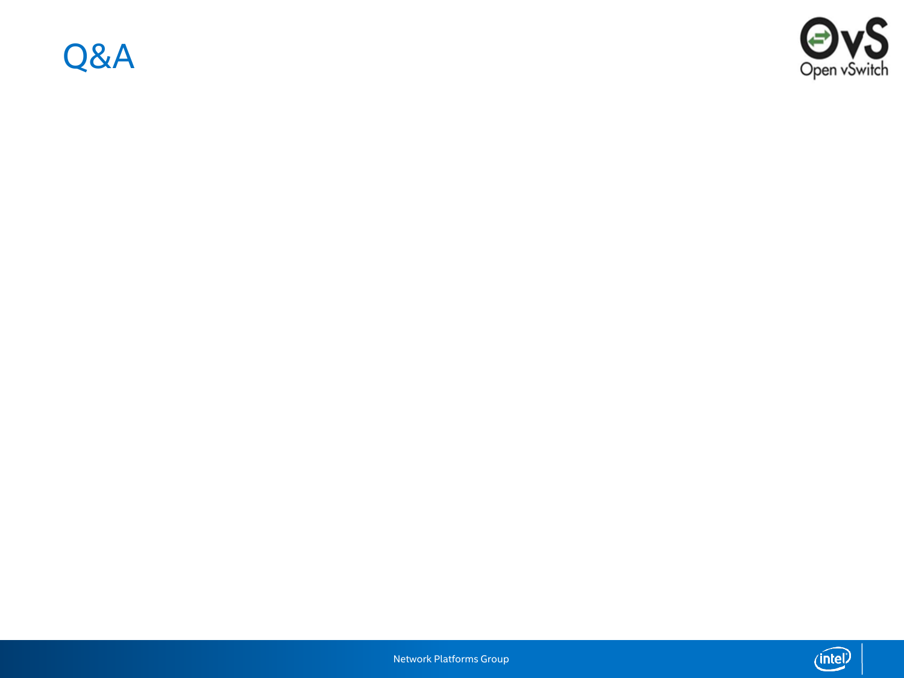# Q&A